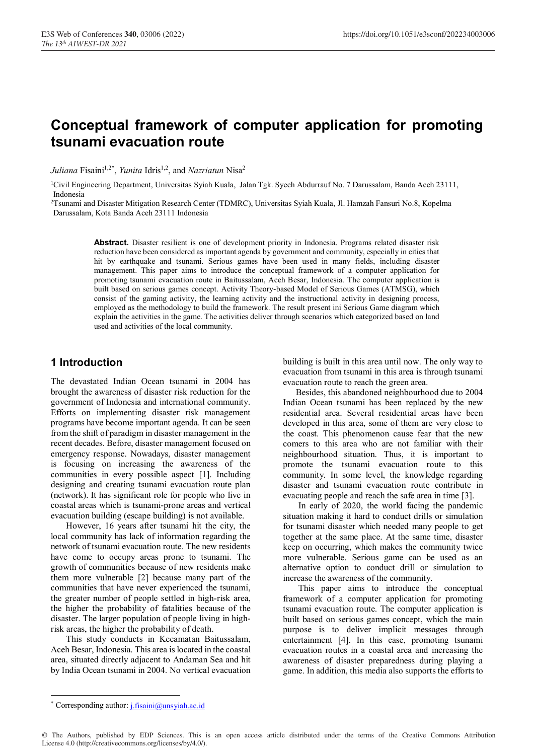# Conceptual framework of computer application for promoting tsunami evacuation route

*Juliana* Fisaini[1,2*], *Yunita* Idris[1,2], and *Nazriatun* Nisa[2]

[1]Civil Engineering Department, Universitas Syiah Kuala, Jalan Tgk. Syech Abdurrauf No. 7 Darussalam, Banda Aceh 23111, Indonesia

[2]Tsunami and Disaster Mitigation Research Center (TDMRC), Universitas Syiah Kuala, Jl. Hamzah Fansuri No.8, Kopelma Darussalam, Kota Banda Aceh 23111 Indonesia

**Abstract.** Disaster resilient is one of development priority in Indonesia. Programs related disaster risk reduction have been considered as important agenda by government and community, especially in cities that hit by earthquake and tsunami. Serious games have been used in many fields, including disaster management. This paper aims to introduce the conceptual framework of a computer application for promoting tsunami evacuation route in Baitussalam, Aceh Besar, Indonesia. The computer application is built based on serious games concept. Activity Theory-based Model of Serious Games (ATMSG), which consist of the gaming activity, the learning activity and the instructional activity in designing process, employed as the methodology to build the framework. The result present ini Serious Game diagram which explain the activities in the game. The activities deliver through scenarios which categorized based on land used and activities of the local community.

## 1 Introduction

The devastated Indian Ocean tsunami in 2004 has brought the awareness of disaster risk reduction for the government of Indonesia and international community. Efforts on implementing disaster risk management programs have become important agenda. It can be seen from the shift of paradigm in disaster management in the recent decades. Before, disaster management focused on emergency response. Nowadays, disaster management is focusing on increasing the awareness of the communities in every possible aspect [1]. Including designing and creating tsunami evacuation route plan (network). It has significant role for people who live in coastal areas which is tsunami-prone areas and vertical evacuation building (escape building) is not available.

However, 16 years after tsunami hit the city, the local community has lack of information regarding the network of tsunami evacuation route. The new residents have come to occupy areas prone to tsunami. The growth of communities because of new residents make them more vulnerable [2] because many part of the communities that have never experienced the tsunami, the greater number of people settled in high-risk area, the higher the probability of fatalities because of the disaster. The larger population of people living in high-risk areas, the higher the probability of death.

This study conducts in Kecamatan Baitussalam, Aceh Besar, Indonesia. This area is located in the coastal area, situated directly adjacent to Andaman Sea and hit by India Ocean tsunami in 2004. No vertical evacuation building is built in this area until now. The only way to evacuation from tsunami in this area is through tsunami evacuation route to reach the green area.

Besides, this abandoned neighbourhood due to 2004 Indian Ocean tsunami has been replaced by the new residential area. Several residential areas have been developed in this area, some of them are very close to the coast. This phenomenon cause fear that the new comers to this area who are not familiar with their neighbourhood situation. Thus, it is important to promote the tsunami evacuation route to this community. In some level, the knowledge regarding disaster and tsunami evacuation route contribute in evacuating people and reach the safe area in time [3].

In early of 2020, the world facing the pandemic situation making it hard to conduct drills or simulation for tsunami disaster which needed many people to get together at the same place. At the same time, disaster keep on occurring, which makes the community twice more vulnerable. Serious game can be used as an alternative option to conduct drill or simulation to increase the awareness of the community.

This paper aims to introduce the conceptual framework of a computer application for promoting tsunami evacuation route. The computer application is built based on serious games concept, which the main purpose is to deliver implicit messages through entertainment [4]. In this case, promoting tsunami evacuation routes in a coastal area and increasing the awareness of disaster preparedness during playing a game. In addition, this media also supports the efforts to

\* Corresponding author: j.fisaini@unsyiah.ac.id

© The Authors, published by EDP Sciences. This is an open access article distributed under the terms of the Creative Commons Attribution License 4.0 (http://creativecommons.org/licenses/by/4.0/).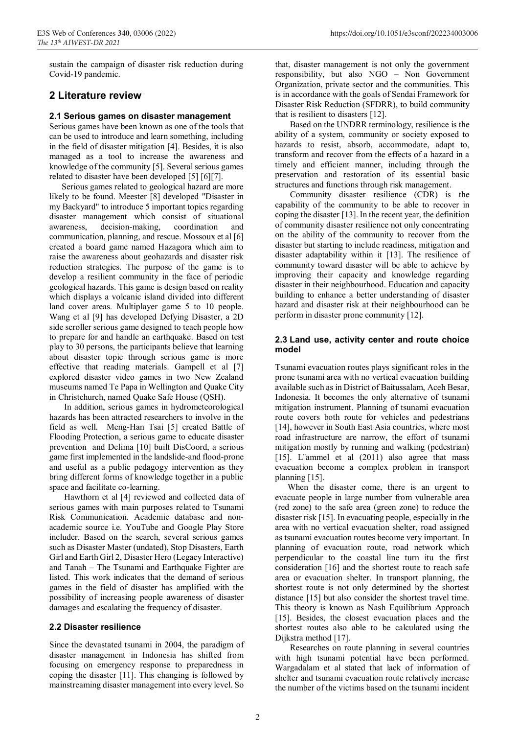sustain the campaign of disaster risk reduction during Covid-19 pandemic.

## 2 Literature review

### 2.1 Serious games on disaster management

Serious games have been known as one of the tools that can be used to introduce and learn something, including in the field of disaster mitigation [4]. Besides, it is also managed as a tool to increase the awareness and knowledge of the community [5]. Several serious games related to disaster have been developed [5] [6][7].

Serious games related to geological hazard are more likely to be found. Meester [8] developed "Disaster in my Backyard" to introduce 5 important topics regarding disaster management which consist of situational awareness, decision-making, coordination and communication, planning, and rescue. Mossoux et al [6] created a board game named Hazagora which aim to raise the awareness about geohazards and disaster risk reduction strategies. The purpose of the game is to develop a resilient community in the face of periodic geological hazards. This game is design based on reality which displays a volcanic island divided into different land cover areas. Multiplayer game 5 to 10 people. Wang et al [9] has developed Defying Disaster, a 2D side scroller serious game designed to teach people how to prepare for and handle an earthquake. Based on test play to 30 persons, the participants believe that learning about disaster topic through serious game is more effective that reading materials. Gampell et al [7] explored disaster video games in two New Zealand museums named Te Papa in Wellington and Quake City in Christchurch, named Quake Safe House (QSH).

In addition, serious games in hydrometeorological hazards has been attracted researchers to involve in the field as well. Meng-Han Tsai [5] created Battle of Flooding Protection, a serious game to educate disaster prevention and Delima [10] built DisCoord, a serious game first implemented in the landslide-and flood-prone and useful as a public pedagogy intervention as they bring different forms of knowledge together in a public space and facilitate co-learning.

Hawthorn et al [4] reviewed and collected data of serious games with main purposes related to Tsunami Risk Communication. Academic database and non-academic source i.e. YouTube and Google Play Store includer. Based on the search, several serious games such as Disaster Master (undated), Stop Disasters, Earth Girl and Earth Girl 2, Disaster Hero (Legacy Interactive) and Tanah – The Tsunami and Earthquake Fighter are listed. This work indicates that the demand of serious games in the field of disaster has amplified with the possibility of increasing people awareness of disaster damages and escalating the frequency of disaster.

### 2.2 Disaster resilience

Since the devastated tsunami in 2004, the paradigm of disaster management in Indonesia has shifted from focusing on emergency response to preparedness in coping the disaster [11]. This changing is followed by mainstreaming disaster management into every level. So that, disaster management is not only the government responsibility, but also NGO – Non Government Organization, private sector and the communities. This is in accordance with the goals of Sendai Framework for Disaster Risk Reduction (SFDRR), to build community that is resilient to disasters [12].

Based on the UNDRR terminology, resilience is the ability of a system, community or society exposed to hazards to resist, absorb, accommodate, adapt to, transform and recover from the effects of a hazard in a timely and efficient manner, including through the preservation and restoration of its essential basic structures and functions through risk management.

Community disaster resilience (CDR) is the capability of the community to be able to recover in coping the disaster [13]. In the recent year, the definition of community disaster resilience not only concentrating on the ability of the community to recover from the disaster but starting to include readiness, mitigation and disaster adaptability within it [13]. The resilience of community toward disaster will be able to achieve by improving their capacity and knowledge regarding disaster in their neighbourhood. Education and capacity building to enhance a better understanding of disaster hazard and disaster risk at their neighbourhood can be perform in disaster prone community [12].

### 2.3 Land use, activity center and route choice model

Tsunami evacuation routes plays significant roles in the prone tsunami area with no vertical evacuation building available such as in District of Baitussalam, Aceh Besar, Indonesia. It becomes the only alternative of tsunami mitigation instrument. Planning of tsunami evacuation route covers both route for vehicles and pedestrians [14], however in South East Asia countries, where most road infrastructure are narrow, the effort of tsunami mitigation mostly by running and walking (pedestrian) [15]. L¨ammel et al (2011) also agree that mass evacuation become a complex problem in transport planning [15].

When the disaster come, there is an urgent to evacuate people in large number from vulnerable area (red zone) to the safe area (green zone) to reduce the disaster risk [15]. In evacuating people, especially in the area with no vertical evacuation shelter, road assigned as tsunami evacuation routes become very important. In planning of evacuation route, road network which perpendicular to the coastal line turn itu the first consideration [16] and the shortest route to reach safe area or evacuation shelter. In transport planning, the shortest route is not only determined by the shortest distance [15] but also consider the shortest travel time. This theory is known as Nash Equilibrium Approach [15]. Besides, the closest evacuation places and the shortest routes also able to be calculated using the Dijkstra method [17].

Researches on route planning in several countries with high tsunami potential have been performed. Wargadalam et al stated that lack of information of shelter and tsunami evacuation route relatively increase the number of the victims based on the tsunami incident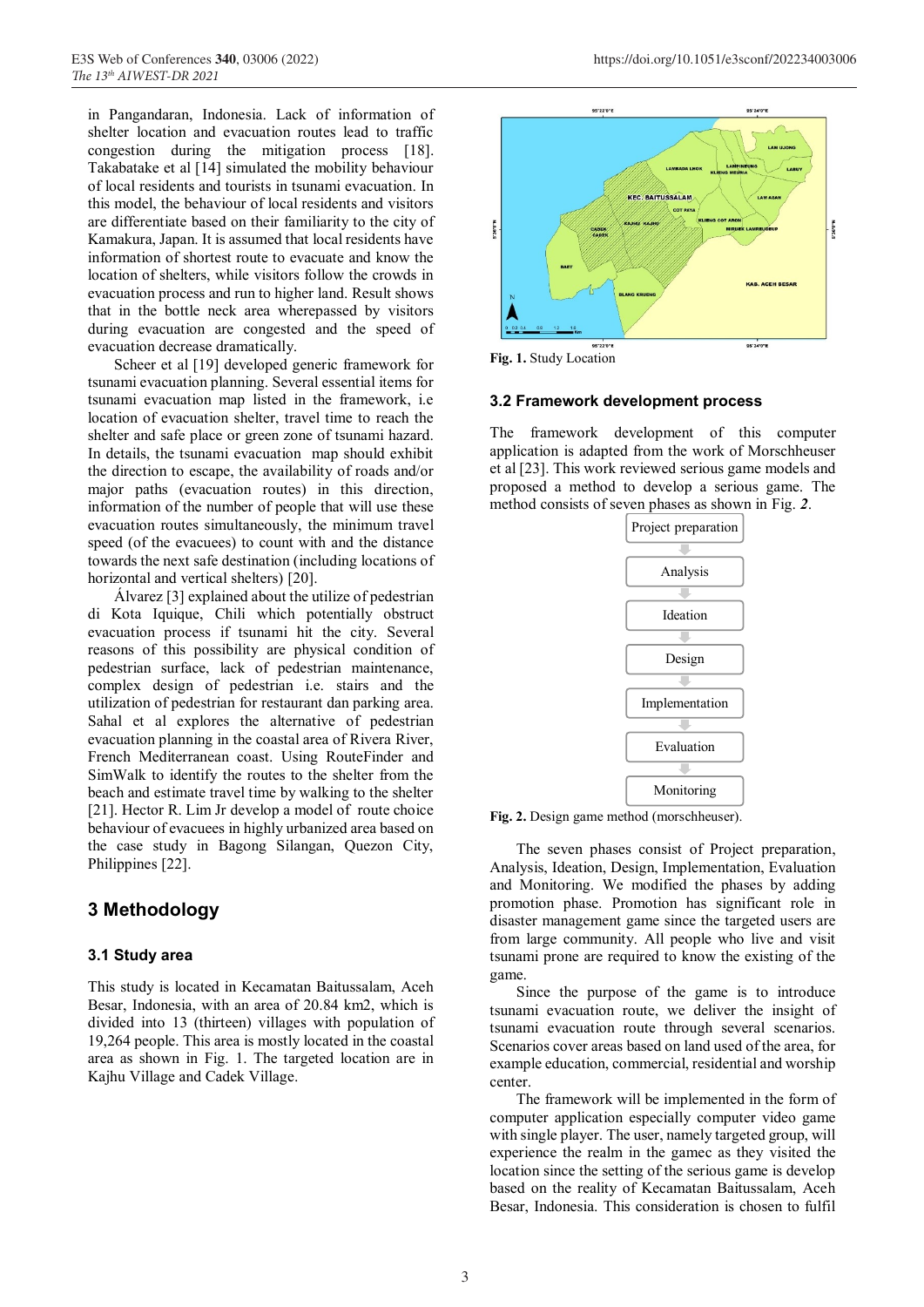in Pangandaran, Indonesia. Lack of information of shelter location and evacuation routes lead to traffic congestion during the mitigation process [18]. Takabatake et al [14] simulated the mobility behaviour of local residents and tourists in tsunami evacuation. In this model, the behaviour of local residents and visitors are differentiate based on their familiarity to the city of Kamakura, Japan. It is assumed that local residents have information of shortest route to evacuate and know the location of shelters, while visitors follow the crowds in evacuation process and run to higher land. Result shows that in the bottle neck area wherepassed by visitors during evacuation are congested and the speed of evacuation decrease dramatically.

Scheer et al [19] developed generic framework for tsunami evacuation planning. Several essential items for tsunami evacuation map listed in the framework, i.e location of evacuation shelter, travel time to reach the shelter and safe place or green zone of tsunami hazard. In details, the tsunami evacuation map should exhibit the direction to escape, the availability of roads and/or major paths (evacuation routes) in this direction, information of the number of people that will use these evacuation routes simultaneously, the minimum travel speed (of the evacuees) to count with and the distance towards the next safe destination (including locations of horizontal and vertical shelters) [20].

Álvarez [3] explained about the utilize of pedestrian di Kota Iquique, Chili which potentially obstruct evacuation process if tsunami hit the city. Several reasons of this possibility are physical condition of pedestrian surface, lack of pedestrian maintenance, complex design of pedestrian i.e. stairs and the utilization of pedestrian for restaurant dan parking area. Sahal et al explores the alternative of pedestrian evacuation planning in the coastal area of Rivera River, French Mediterranean coast. Using RouteFinder and SimWalk to identify the routes to the shelter from the beach and estimate travel time by walking to the shelter [21]. Hector R. Lim Jr develop a model of route choice behaviour of evacuees in highly urbanized area based on the case study in Bagong Silangan, Quezon City, Philippines [22].

## 3 Methodology

### 3.1 Study area

This study is located in Kecamatan Baitussalam, Aceh Besar, Indonesia, with an area of 20.84 km2, which is divided into 13 (thirteen) villages with population of 19,264 people. This area is mostly located in the coastal area as shown in Fig. 1. The targeted location are in Kajhu Village and Cadek Village.

**Fig. 1.** Study Location

### 3.2 Framework development process

The framework development of this computer application is adapted from the work of Morschheuser et al [23]. This work reviewed serious game models and proposed a method to develop a serious game. The method consists of seven phases as shown in Fig. *2*.

Project preparation → Analysis → Ideation → Design → Implementation → Evaluation → Monitoring

**Fig. 2.** Design game method (morschheuser).

The seven phases consist of Project preparation, Analysis, Ideation, Design, Implementation, Evaluation and Monitoring. We modified the phases by adding promotion phase. Promotion has significant role in disaster management game since the targeted users are from large community. All people who live and visit tsunami prone are required to know the existing of the game.

Since the purpose of the game is to introduce tsunami evacuation route, we deliver the insight of tsunami evacuation route through several scenarios. Scenarios cover areas based on land used of the area, for example education, commercial, residential and worship center.

The framework will be implemented in the form of computer application especially computer video game with single player. The user, namely targeted group, will experience the realm in the gamec as they visited the location since the setting of the serious game is develop based on the reality of Kecamatan Baitussalam, Aceh Besar, Indonesia. This consideration is chosen to fulfil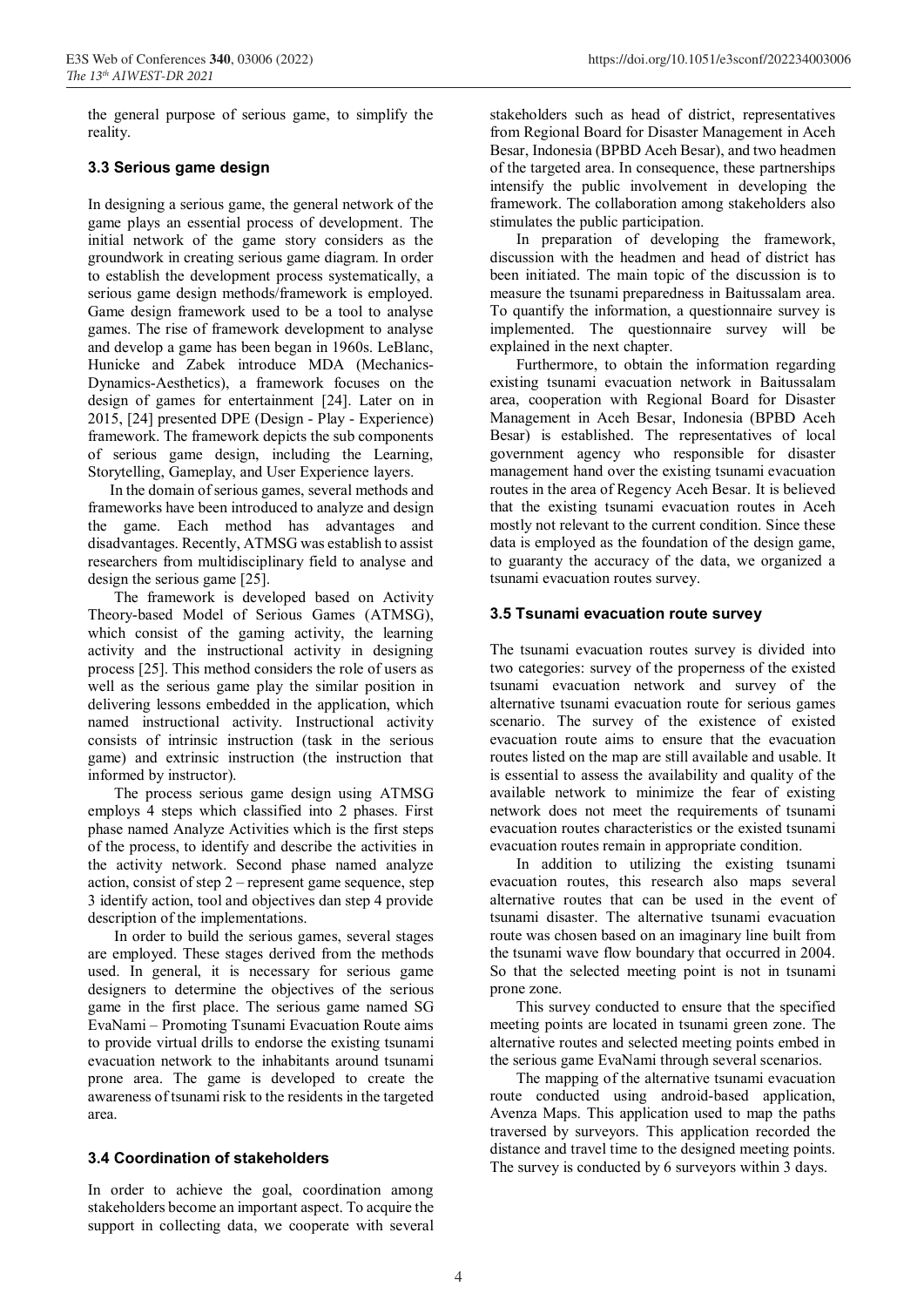the general purpose of serious game, to simplify the reality.

### 3.3 Serious game design

In designing a serious game, the general network of the game plays an essential process of development. The initial network of the game story considers as the groundwork in creating serious game diagram. In order to establish the development process systematically, a serious game design methods/framework is employed. Game design framework used to be a tool to analyse games. The rise of framework development to analyse and develop a game has been began in 1960s. LeBlanc, Hunicke and Zabek introduce MDA (Mechanics-Dynamics-Aesthetics), a framework focuses on the design of games for entertainment [24]. Later on in 2015, [24] presented DPE (Design - Play - Experience) framework. The framework depicts the sub components of serious game design, including the Learning, Storytelling, Gameplay, and User Experience layers.

In the domain of serious games, several methods and frameworks have been introduced to analyze and design the game. Each method has advantages and disadvantages. Recently, ATMSG was establish to assist researchers from multidisciplinary field to analyse and design the serious game [25].

The framework is developed based on Activity Theory-based Model of Serious Games (ATMSG), which consist of the gaming activity, the learning activity and the instructional activity in designing process [25]. This method considers the role of users as well as the serious game play the similar position in delivering lessons embedded in the application, which named instructional activity. Instructional activity consists of intrinsic instruction (task in the serious game) and extrinsic instruction (the instruction that informed by instructor).

The process serious game design using ATMSG employs 4 steps which classified into 2 phases. First phase named Analyze Activities which is the first steps of the process, to identify and describe the activities in the activity network. Second phase named analyze action, consist of step 2 – represent game sequence, step 3 identify action, tool and objectives dan step 4 provide description of the implementations.

In order to build the serious games, several stages are employed. These stages derived from the methods used. In general, it is necessary for serious game designers to determine the objectives of the serious game in the first place. The serious game named SG EvaNami – Promoting Tsunami Evacuation Route aims to provide virtual drills to endorse the existing tsunami evacuation network to the inhabitants around tsunami prone area. The game is developed to create the awareness of tsunami risk to the residents in the targeted area.

### 3.4 Coordination of stakeholders

In order to achieve the goal, coordination among stakeholders become an important aspect. To acquire the support in collecting data, we cooperate with several stakeholders such as head of district, representatives from Regional Board for Disaster Management in Aceh Besar, Indonesia (BPBD Aceh Besar), and two headmen of the targeted area. In consequence, these partnerships intensify the public involvement in developing the framework. The collaboration among stakeholders also stimulates the public participation.

In preparation of developing the framework, discussion with the headmen and head of district has been initiated. The main topic of the discussion is to measure the tsunami preparedness in Baitussalam area. To quantify the information, a questionnaire survey is implemented. The questionnaire survey will be explained in the next chapter.

Furthermore, to obtain the information regarding existing tsunami evacuation network in Baitussalam area, cooperation with Regional Board for Disaster Management in Aceh Besar, Indonesia (BPBD Aceh Besar) is established. The representatives of local government agency who responsible for disaster management hand over the existing tsunami evacuation routes in the area of Regency Aceh Besar. It is believed that the existing tsunami evacuation routes in Aceh mostly not relevant to the current condition. Since these data is employed as the foundation of the design game, to guaranty the accuracy of the data, we organized a tsunami evacuation routes survey.

### 3.5 Tsunami evacuation route survey

The tsunami evacuation routes survey is divided into two categories: survey of the properness of the existed tsunami evacuation network and survey of the alternative tsunami evacuation route for serious games scenario. The survey of the existence of existed evacuation route aims to ensure that the evacuation routes listed on the map are still available and usable. It is essential to assess the availability and quality of the available network to minimize the fear of existing network does not meet the requirements of tsunami evacuation routes characteristics or the existed tsunami evacuation routes remain in appropriate condition.

In addition to utilizing the existing tsunami evacuation routes, this research also maps several alternative routes that can be used in the event of tsunami disaster. The alternative tsunami evacuation route was chosen based on an imaginary line built from the tsunami wave flow boundary that occurred in 2004. So that the selected meeting point is not in tsunami prone zone.

This survey conducted to ensure that the specified meeting points are located in tsunami green zone. The alternative routes and selected meeting points embed in the serious game EvaNami through several scenarios.

The mapping of the alternative tsunami evacuation route conducted using android-based application, Avenza Maps. This application used to map the paths traversed by surveyors. This application recorded the distance and travel time to the designed meeting points. The survey is conducted by 6 surveyors within 3 days.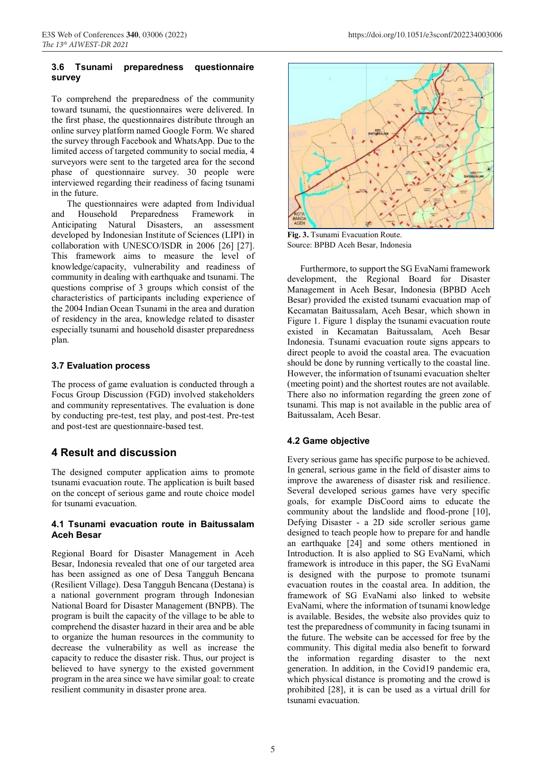### 3.6 Tsunami preparedness questionnaire survey

To comprehend the preparedness of the community toward tsunami, the questionnaires were delivered. In the first phase, the questionnaires distribute through an online survey platform named Google Form. We shared the survey through Facebook and WhatsApp. Due to the limited access of targeted community to social media, 4 surveyors were sent to the targeted area for the second phase of questionnaire survey. 30 people were interviewed regarding their readiness of facing tsunami in the future.

The questionnaires were adapted from Individual and Household Preparedness Framework in Anticipating Natural Disasters, an assessment developed by Indonesian Institute of Sciences (LIPI) in collaboration with UNESCO/ISDR in 2006 [26] [27]. This framework aims to measure the level of knowledge/capacity, vulnerability and readiness of community in dealing with earthquake and tsunami. The questions comprise of 3 groups which consist of the characteristics of participants including experience of the 2004 Indian Ocean Tsunami in the area and duration of residency in the area, knowledge related to disaster especially tsunami and household disaster preparedness plan.

### 3.7 Evaluation process

The process of game evaluation is conducted through a Focus Group Discussion (FGD) involved stakeholders and community representatives. The evaluation is done by conducting pre-test, test play, and post-test. Pre-test and post-test are questionnaire-based test.

## 4 Result and discussion

The designed computer application aims to promote tsunami evacuation route. The application is built based on the concept of serious game and route choice model for tsunami evacuation.

### 4.1 Tsunami evacuation route in Baitussalam Aceh Besar

Regional Board for Disaster Management in Aceh Besar, Indonesia revealed that one of our targeted area has been assigned as one of Desa Tangguh Bencana (Resilient Village). Desa Tangguh Bencana (Destana) is a national government program through Indonesian National Board for Disaster Management (BNPB). The program is built the capacity of the village to be able to comprehend the disaster hazard in their area and be able to organize the human resources in the community to decrease the vulnerability as well as increase the capacity to reduce the disaster risk. Thus, our project is believed to have synergy to the existed government program in the area since we have similar goal: to create resilient community in disaster prone area.

**Fig. 3.** Tsunami Evacuation Route.
Source: BPBD Aceh Besar, Indonesia

Furthermore, to support the SG EvaNami framework development, the Regional Board for Disaster Management in Aceh Besar, Indonesia (BPBD Aceh Besar) provided the existed tsunami evacuation map of Kecamatan Baitussalam, Aceh Besar, which shown in Figure 1. Figure 1 display the tsunami evacuation route existed in Kecamatan Baitussalam, Aceh Besar Indonesia. Tsunami evacuation route signs appears to direct people to avoid the coastal area. The evacuation should be done by running vertically to the coastal line. However, the information of tsunami evacuation shelter (meeting point) and the shortest routes are not available. There also no information regarding the green zone of tsunami. This map is not available in the public area of Baitussalam, Aceh Besar.

### 4.2 Game objective

Every serious game has specific purpose to be achieved. In general, serious game in the field of disaster aims to improve the awareness of disaster risk and resilience. Several developed serious games have very specific goals, for example DisCoord aims to educate the community about the landslide and flood-prone [10], Defying Disaster - a 2D side scroller serious game designed to teach people how to prepare for and handle an earthquake [24] and some others mentioned in Introduction. It is also applied to SG EvaNami, which framework is introduce in this paper, the SG EvaNami is designed with the purpose to promote tsunami evacuation routes in the coastal area. In addition, the framework of SG EvaNami also linked to website EvaNami, where the information of tsunami knowledge is available. Besides, the website also provides quiz to test the preparedness of community in facing tsunami in the future. The website can be accessed for free by the community. This digital media also benefit to forward the information regarding disaster to the next generation. In addition, in the Covid19 pandemic era, which physical distance is promoting and the crowd is prohibited [28], it is can be used as a virtual drill for tsunami evacuation.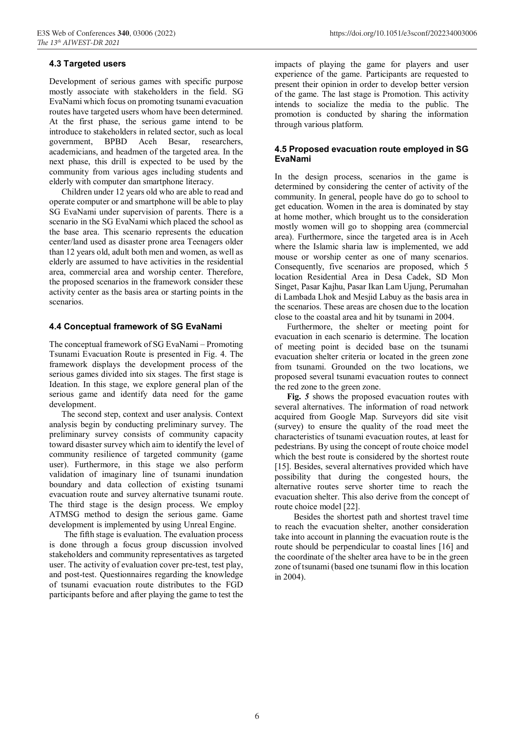### 4.3 Targeted users

Development of serious games with specific purpose mostly associate with stakeholders in the field. SG EvaNami which focus on promoting tsunami evacuation routes have targeted users whom have been determined. At the first phase, the serious game intend to be introduce to stakeholders in related sector, such as local government, BPBD Aceh Besar, researchers, academicians, and headmen of the targeted area. In the next phase, this drill is expected to be used by the community from various ages including students and elderly with computer dan smartphone literacy.

Children under 12 years old who are able to read and operate computer or and smartphone will be able to play SG EvaNami under supervision of parents. There is a scenario in the SG EvaNami which placed the school as the base area. This scenario represents the education center/land used as disaster prone area Teenagers older than 12 years old, adult both men and women, as well as elderly are assumed to have activities in the residential area, commercial area and worship center. Therefore, the proposed scenarios in the framework consider these activity center as the basis area or starting points in the scenarios.

### 4.4 Conceptual framework of SG EvaNami

The conceptual framework of SG EvaNami – Promoting Tsunami Evacuation Route is presented in Fig. 4. The framework displays the development process of the serious games divided into six stages. The first stage is Ideation. In this stage, we explore general plan of the serious game and identify data need for the game development.

The second step, context and user analysis. Context analysis begin by conducting preliminary survey. The preliminary survey consists of community capacity toward disaster survey which aim to identify the level of community resilience of targeted community (game user). Furthermore, in this stage we also perform validation of imaginary line of tsunami inundation boundary and data collection of existing tsunami evacuation route and survey alternative tsunami route. The third stage is the design process. We employ ATMSG method to design the serious game. Game development is implemented by using Unreal Engine.

The fifth stage is evaluation. The evaluation process is done through a focus group discussion involved stakeholders and community representatives as targeted user. The activity of evaluation cover pre-test, test play, and post-test. Questionnaires regarding the knowledge of tsunami evacuation route distributes to the FGD participants before and after playing the game to test the impacts of playing the game for players and user experience of the game. Participants are requested to present their opinion in order to develop better version of the game. The last stage is Promotion. This activity intends to socialize the media to the public. The promotion is conducted by sharing the information through various platform.

### 4.5 Proposed evacuation route employed in SG EvaNami

In the design process, scenarios in the game is determined by considering the center of activity of the community. In general, people have do go to school to get education. Women in the area is dominated by stay at home mother, which brought us to the consideration mostly women will go to shopping area (commercial area). Furthermore, since the targeted area is in Aceh where the Islamic sharia law is implemented, we add mouse or worship center as one of many scenarios. Consequently, five scenarios are proposed, which 5 location Residential Area in Desa Cadek, SD Mon Singet, Pasar Kajhu, Pasar Ikan Lam Ujung, Perumahan di Lambada Lhok and Mesjid Labuy as the basis area in the scenarios. These areas are chosen due to the location close to the coastal area and hit by tsunami in 2004.

Furthermore, the shelter or meeting point for evacuation in each scenario is determine. The location of meeting point is decided base on the tsunami evacuation shelter criteria or located in the green zone from tsunami. Grounded on the two locations, we proposed several tsunami evacuation routes to connect the red zone to the green zone.

**Fig.** *5* shows the proposed evacuation routes with several alternatives. The information of road network acquired from Google Map. Surveyors did site visit (survey) to ensure the quality of the road meet the characteristics of tsunami evacuation routes, at least for pedestrians. By using the concept of route choice model which the best route is considered by the shortest route [15]. Besides, several alternatives provided which have possibility that during the congested hours, the alternative routes serve shorter time to reach the evacuation shelter. This also derive from the concept of route choice model [22].

Besides the shortest path and shortest travel time to reach the evacuation shelter, another consideration take into account in planning the evacuation route is the route should be perpendicular to coastal lines [16] and the coordinate of the shelter area have to be in the green zone of tsunami (based one tsunami flow in this location in 2004).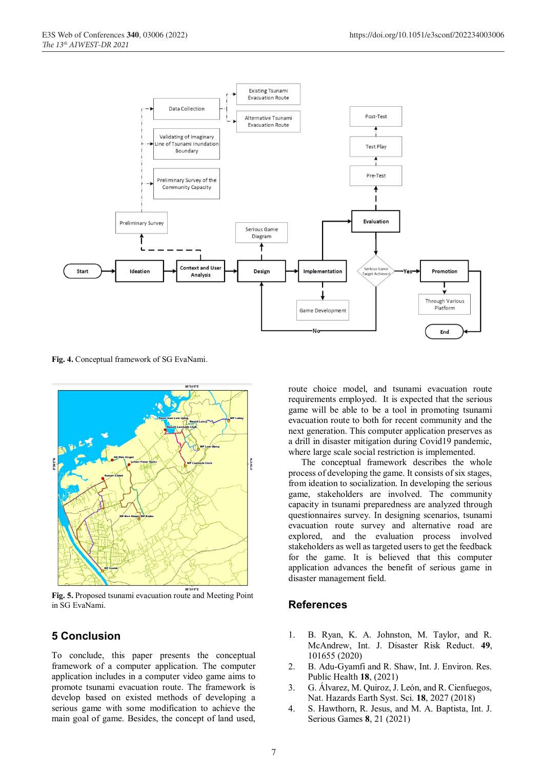Fig. 4. Conceptual framework of SG EvaNami.

Fig. 5. Proposed tsunami evacuation route and Meeting Point in SG EvaNami.

## 5 Conclusion

To conclude, this paper presents the conceptual framework of a computer application. The computer application includes in a computer video game aims to promote tsunami evacuation route. The framework is develop based on existed methods of developing a serious game with some modification to achieve the main goal of game. Besides, the concept of land used, route choice model, and tsunami evacuation route requirements employed. It is expected that the serious game will be able to be a tool in promoting tsunami evacuation route to both for recent community and the next generation. This computer application preserves as a drill in disaster mitigation during Covid19 pandemic, where large scale social restriction is implemented.

The conceptual framework describes the whole process of developing the game. It consists of six stages, from ideation to socialization. In developing the serious game, stakeholders are involved. The community capacity in tsunami preparedness are analyzed through questionnaires survey. In designing scenarios, tsunami evacuation route survey and alternative road are explored, and the evaluation process involved stakeholders as well as targeted users to get the feedback for the game. It is believed that this computer application advances the benefit of serious game in disaster management field.

## References

1. B. Ryan, K. A. Johnston, M. Taylor, and R. McAndrew, Int. J. Disaster Risk Reduct. **49**, 101655 (2020)
2. B. Adu-Gyamfi and R. Shaw, Int. J. Environ. Res. Public Health **18**, (2021)
3. G. Álvarez, M. Quiroz, J. León, and R. Cienfuegos, Nat. Hazards Earth Syst. Sci. **18**, 2027 (2018)
4. S. Hawthorn, R. Jesus, and M. A. Baptista, Int. J. Serious Games **8**, 21 (2021)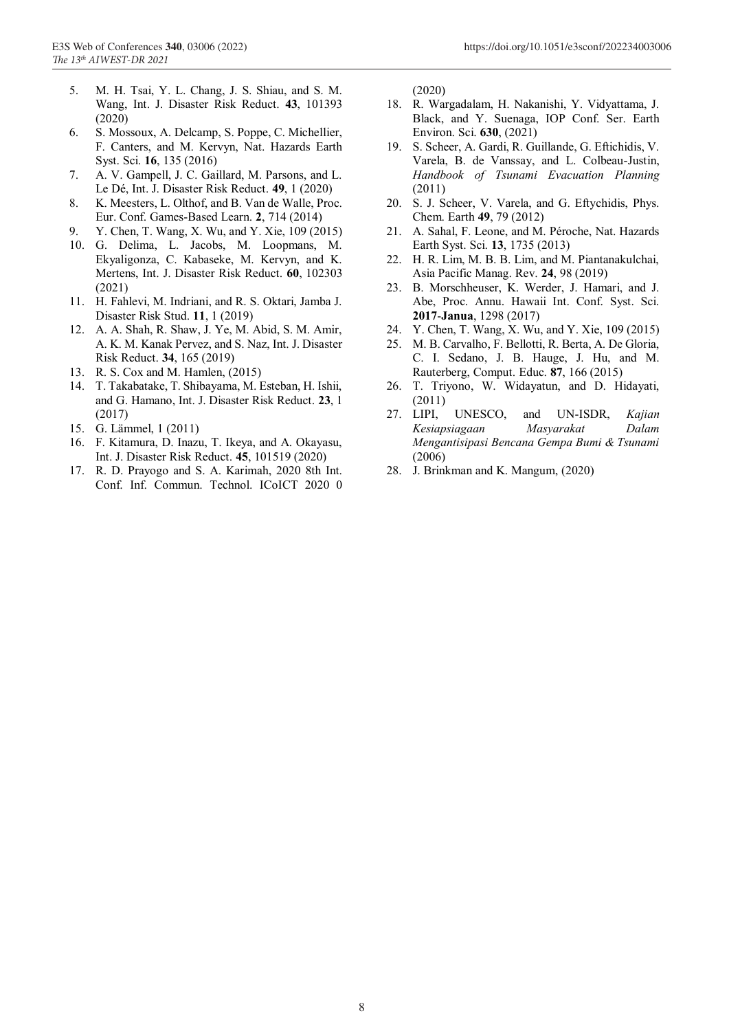5. M. H. Tsai, Y. L. Chang, J. S. Shiau, and S. M. Wang, Int. J. Disaster Risk Reduct. **43**, 101393 (2020)
6. S. Mossoux, A. Delcamp, S. Poppe, C. Michellier, F. Canters, and M. Kervyn, Nat. Hazards Earth Syst. Sci. **16**, 135 (2016)
7. A. V. Gampell, J. C. Gaillard, M. Parsons, and L. Le Dé, Int. J. Disaster Risk Reduct. **49**, 1 (2020)
8. K. Meesters, L. Olthof, and B. Van de Walle, Proc. Eur. Conf. Games-Based Learn. **2**, 714 (2014)
9. Y. Chen, T. Wang, X. Wu, and Y. Xie, 109 (2015)
10. G. Delima, L. Jacobs, M. Loopmans, M. Ekyaligonza, C. Kabaseke, M. Kervyn, and K. Mertens, Int. J. Disaster Risk Reduct. **60**, 102303 (2021)
11. H. Fahlevi, M. Indriani, and R. S. Oktari, Jamba J. Disaster Risk Stud. **11**, 1 (2019)
12. A. A. Shah, R. Shaw, J. Ye, M. Abid, S. M. Amir, A. K. M. Kanak Pervez, and S. Naz, Int. J. Disaster Risk Reduct. **34**, 165 (2019)
13. R. S. Cox and M. Hamlen, (2015)
14. T. Takabatake, T. Shibayama, M. Esteban, H. Ishii, and G. Hamano, Int. J. Disaster Risk Reduct. **23**, 1 (2017)
15. G. Lämmel, 1 (2011)
16. F. Kitamura, D. Inazu, T. Ikeya, and A. Okayasu, Int. J. Disaster Risk Reduct. **45**, 101519 (2020)
17. R. D. Prayogo and S. A. Karimah, 2020 8th Int. Conf. Inf. Commun. Technol. ICoICT 2020 0 (2020)
18. R. Wargadalam, H. Nakanishi, Y. Vidyattama, J. Black, and Y. Suenaga, IOP Conf. Ser. Earth Environ. Sci. **630**, (2021)
19. S. Scheer, A. Gardi, R. Guillande, G. Eftichidis, V. Varela, B. de Vanssay, and L. Colbeau-Justin, *Handbook of Tsunami Evacuation Planning* (2011)
20. S. J. Scheer, V. Varela, and G. Eftychidis, Phys. Chem. Earth **49**, 79 (2012)
21. A. Sahal, F. Leone, and M. Péroche, Nat. Hazards Earth Syst. Sci. **13**, 1735 (2013)
22. H. R. Lim, M. B. B. Lim, and M. Piantanakulchai, Asia Pacific Manag. Rev. **24**, 98 (2019)
23. B. Morschheuser, K. Werder, J. Hamari, and J. Abe, Proc. Annu. Hawaii Int. Conf. Syst. Sci. **2017-Janua**, 1298 (2017)
24. Y. Chen, T. Wang, X. Wu, and Y. Xie, 109 (2015)
25. M. B. Carvalho, F. Bellotti, R. Berta, A. De Gloria, C. I. Sedano, J. B. Hauge, J. Hu, and M. Rauterberg, Comput. Educ. **87**, 166 (2015)
26. T. Triyono, W. Widayatun, and D. Hidayati, (2011)
27. LIPI, UNESCO, and UN-ISDR, *Kajian Kesiapsiagaan Masyarakat Dalam Mengantisipasi Bencana Gempa Bumi & Tsunami* (2006)
28. J. Brinkman and K. Mangum, (2020)